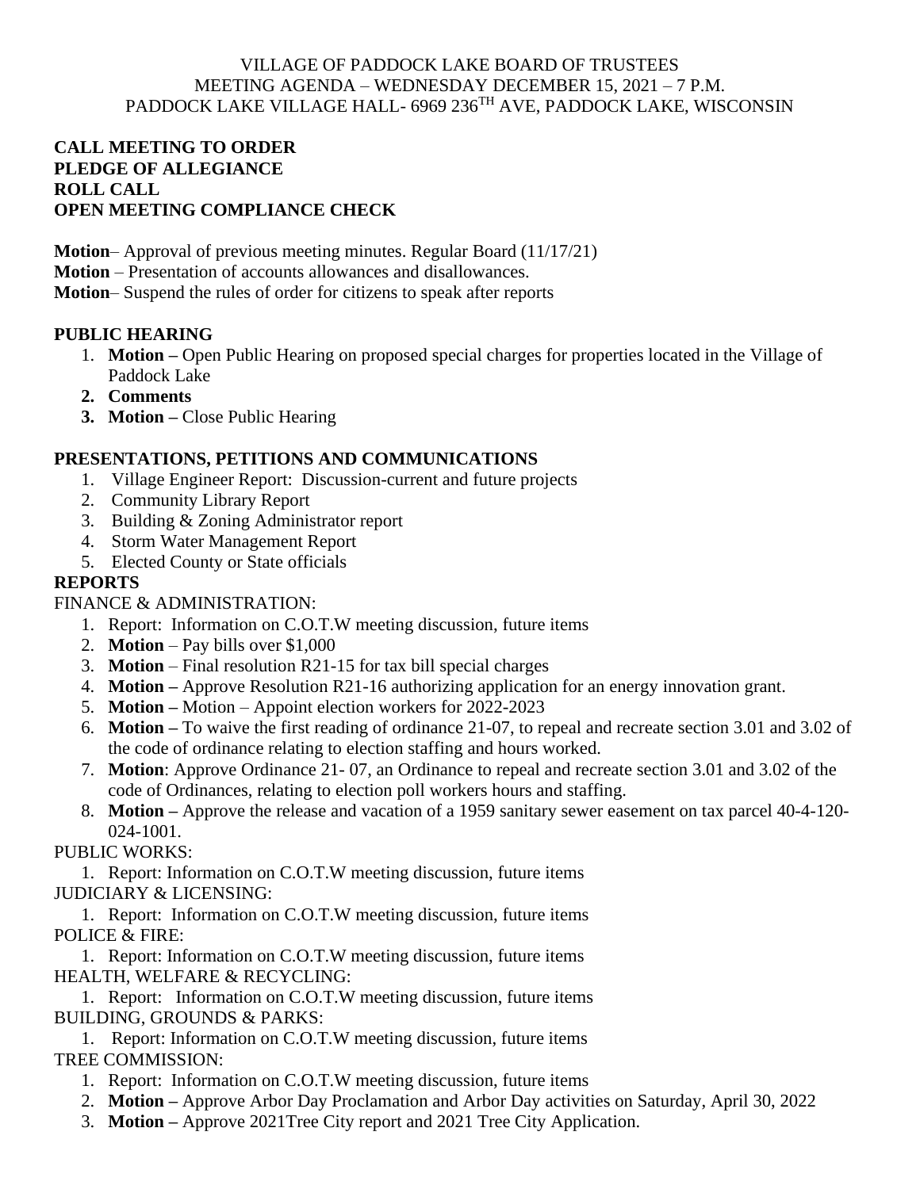VILLAGE OF PADDOCK LAKE BOARD OF TRUSTEES
MEETING AGENDA – WEDNESDAY DECEMBER 15, 2021 – 7 P.M.
PADDOCK LAKE VILLAGE HALL- 6969 236TH AVE, PADDOCK LAKE, WISCONSIN

**CALL MEETING TO ORDER**
**PLEDGE OF ALLEGIANCE**
**ROLL CALL**
**OPEN MEETING COMPLIANCE CHECK**

**Motion**– Approval of previous meeting minutes. Regular Board (11/17/21)
**Motion** – Presentation of accounts allowances and disallowances.
**Motion**– Suspend the rules of order for citizens to speak after reports

**PUBLIC HEARING**

1. **Motion –** Open Public Hearing on proposed special charges for properties located in the Village of Paddock Lake
2. **Comments**
3. **Motion –** Close Public Hearing

**PRESENTATIONS, PETITIONS AND COMMUNICATIONS**

1. Village Engineer Report: Discussion-current and future projects
2. Community Library Report
3. Building & Zoning Administrator report
4. Storm Water Management Report
5. Elected County or State officials

**REPORTS**

FINANCE & ADMINISTRATION:

1. Report: Information on C.O.T.W meeting discussion, future items
2. **Motion** – Pay bills over $1,000
3. **Motion** – Final resolution R21-15 for tax bill special charges
4. **Motion –** Approve Resolution R21-16 authorizing application for an energy innovation grant.
5. **Motion –** Motion – Appoint election workers for 2022-2023
6. **Motion –** To waive the first reading of ordinance 21-07, to repeal and recreate section 3.01 and 3.02 of the code of ordinance relating to election staffing and hours worked.
7. **Motion**: Approve Ordinance 21- 07, an Ordinance to repeal and recreate section 3.01 and 3.02 of the code of Ordinances, relating to election poll workers hours and staffing.
8. **Motion –** Approve the release and vacation of a 1959 sanitary sewer easement on tax parcel 40-4-120-024-1001.

PUBLIC WORKS:

1. Report: Information on C.O.T.W meeting discussion, future items

JUDICIARY & LICENSING:

1. Report: Information on C.O.T.W meeting discussion, future items

POLICE & FIRE:

1. Report: Information on C.O.T.W meeting discussion, future items

HEALTH, WELFARE & RECYCLING:

1. Report: Information on C.O.T.W meeting discussion, future items

BUILDING, GROUNDS & PARKS:

1. Report: Information on C.O.T.W meeting discussion, future items

TREE COMMISSION:

1. Report: Information on C.O.T.W meeting discussion, future items
2. **Motion –** Approve Arbor Day Proclamation and Arbor Day activities on Saturday, April 30, 2022
3. **Motion –** Approve 2021Tree City report and 2021 Tree City Application.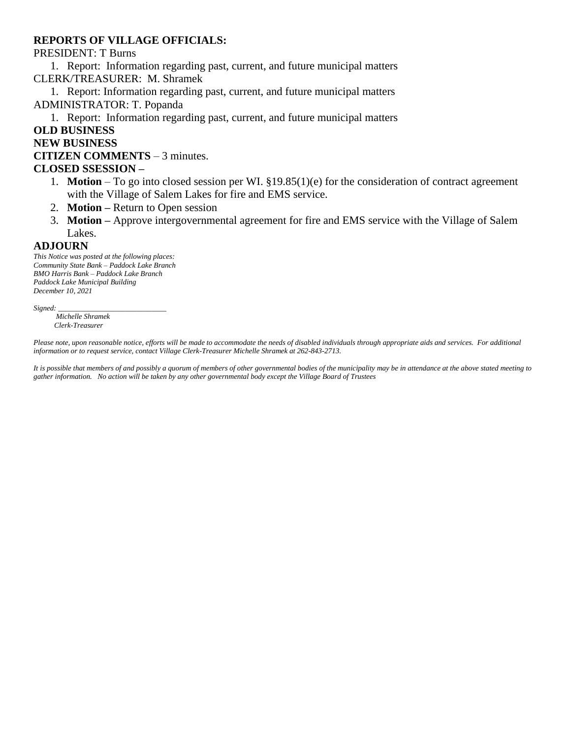**REPORTS OF VILLAGE OFFICIALS:**

PRESIDENT: T Burns

1. Report: Information regarding past, current, and future municipal matters

CLERK/TREASURER: M. Shramek

1. Report: Information regarding past, current, and future municipal matters

ADMINISTRATOR: T. Popanda

1. Report: Information regarding past, current, and future municipal matters

**OLD BUSINESS**

**NEW BUSINESS**

**CITIZEN COMMENTS** – 3 minutes.

**CLOSED SSESSION –**

1. **Motion** – To go into closed session per WI. §19.85(1)(e) for the consideration of contract agreement with the Village of Salem Lakes for fire and EMS service.
2. **Motion –** Return to Open session
3. **Motion –** Approve intergovernmental agreement for fire and EMS service with the Village of Salem Lakes.

**ADJOURN**

*This Notice was posted at the following places:*
*Community State Bank – Paddock Lake Branch*
*BMO Harris Bank – Paddock Lake Branch*
*Paddock Lake Municipal Building*
*December 10, 2021*

*Signed: \_\_\_\_\_\_\_\_\_\_\_\_\_\_\_\_\_\_\_\_\_\_\_\_\_\_\_\_*
*Michelle Shramek*
*Clerk-Treasurer*

*Please note, upon reasonable notice, efforts will be made to accommodate the needs of disabled individuals through appropriate aids and services. For additional information or to request service, contact Village Clerk-Treasurer Michelle Shramek at 262-843-2713.*

*It is possible that members of and possibly a quorum of members of other governmental bodies of the municipality may be in attendance at the above stated meeting to gather information. No action will be taken by any other governmental body except the Village Board of Trustees*